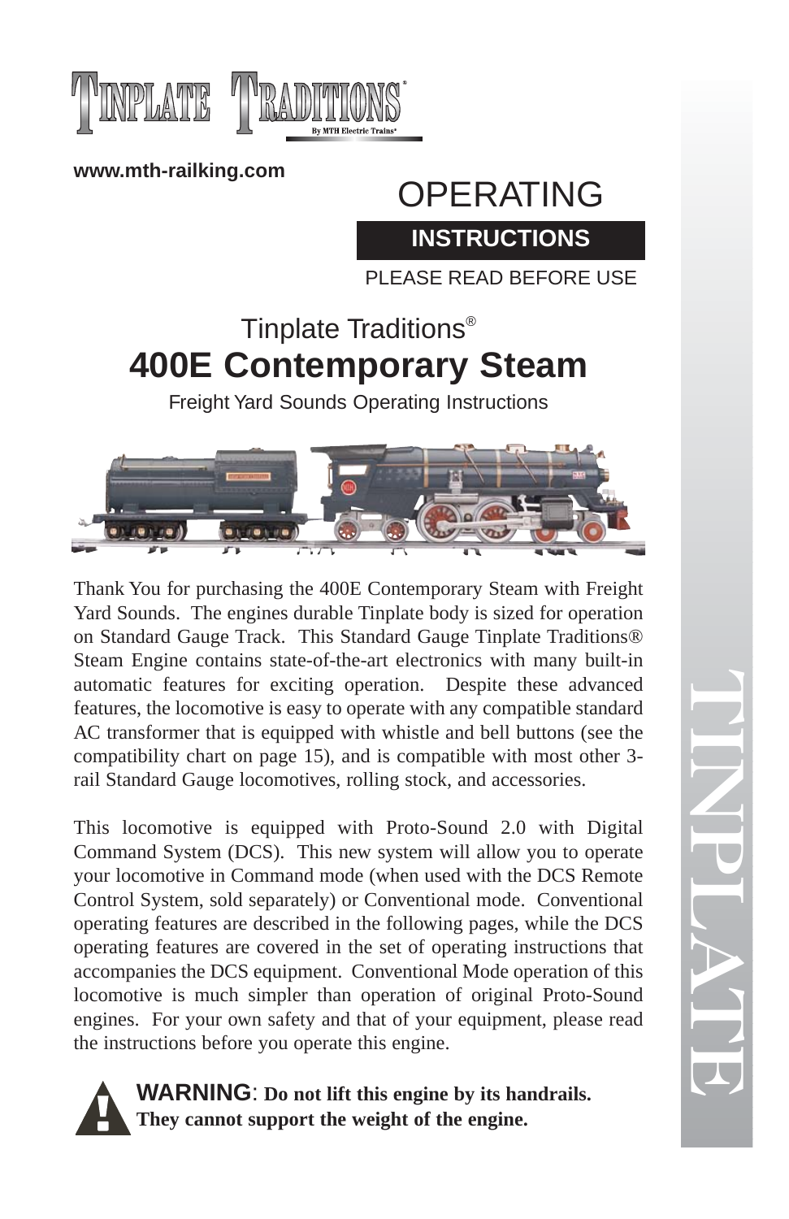# TINPLATE TRADITIONS

By MTH Electric Trains®

www.mth-railking.com

# OPERATING

## INSTRUCTIONS

PLEASE READ BEFORE USE

## Tinplate Traditions®

# 400E Contemporary Steam

Freight Yard Sounds Operating Instructions

Thank You for purchasing the 400E Contemporary Steam with Freight Yard Sounds. The engines durable Tinplate body is sized for operation on Standard Gauge Track. This Standard Gauge Tinplate Traditions® Steam Engine contains state-of-the-art electronics with many built-in automatic features for exciting operation. Despite these advanced features, the locomotive is easy to operate with any compatible standard AC transformer that is equipped with whistle and bell buttons (see the compatibility chart on page 15), and is compatible with most other 3-rail Standard Gauge locomotives, rolling stock, and accessories.

This locomotive is equipped with Proto-Sound 2.0 with Digital Command System (DCS). This new system will allow you to operate your locomotive in Command mode (when used with the DCS Remote Control System, sold separately) or Conventional mode. Conventional operating features are described in the following pages, while the DCS operating features are covered in the set of operating instructions that accompanies the DCS equipment. Conventional Mode operation of this locomotive is much simpler than operation of original Proto-Sound engines. For your own safety and that of your equipment, please read the instructions before you operate this engine.

**WARNING**: **Do not lift this engine by its handrails. They cannot support the weight of the engine.**

TINPLATE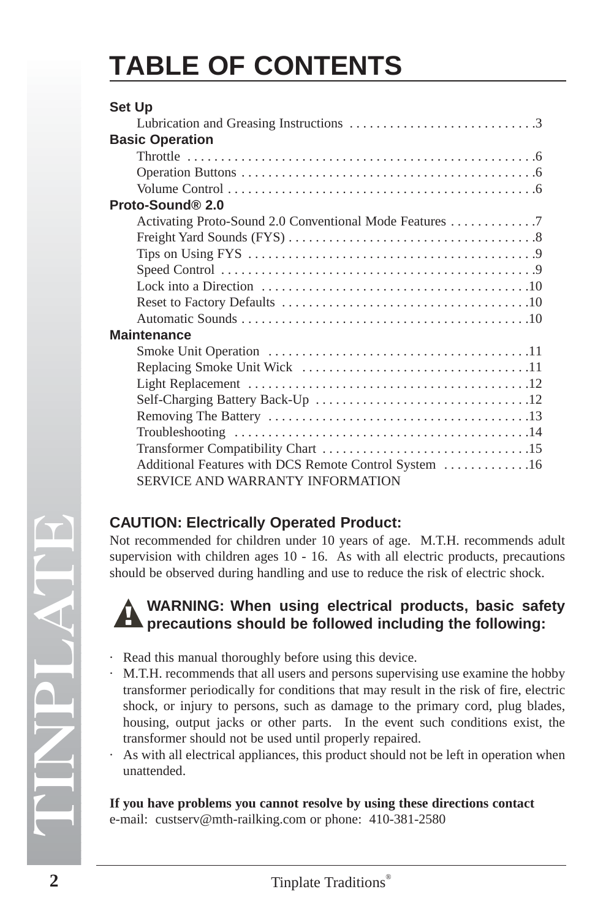# TABLE OF CONTENTS

**Set Up**

Lubrication and Greasing Instructions . . . . . . . . . . . . . . . . . . . . . . . . . . . .3

**Basic Operation**

Throttle . . . . . . . . . . . . . . . . . . . . . . . . . . . . . . . . . . . . . . . . . . . . . . . . . . . .6
Operation Buttons . . . . . . . . . . . . . . . . . . . . . . . . . . . . . . . . . . . . . . . . . . . .6
Volume Control . . . . . . . . . . . . . . . . . . . . . . . . . . . . . . . . . . . . . . . . . . . . . .6

**Proto-Sound® 2.0**

Activating Proto-Sound 2.0 Conventional Mode Features . . . . . . . . . . . . .7
Freight Yard Sounds (FYS) . . . . . . . . . . . . . . . . . . . . . . . . . . . . . . . . . . . . .8
Tips on Using FYS . . . . . . . . . . . . . . . . . . . . . . . . . . . . . . . . . . . . . . . . . . .9
Speed Control . . . . . . . . . . . . . . . . . . . . . . . . . . . . . . . . . . . . . . . . . . . . . . .9
Lock into a Direction . . . . . . . . . . . . . . . . . . . . . . . . . . . . . . . . . . . . . . . .10
Reset to Factory Defaults . . . . . . . . . . . . . . . . . . . . . . . . . . . . . . . . . . . . .10
Automatic Sounds . . . . . . . . . . . . . . . . . . . . . . . . . . . . . . . . . . . . . . . . . . .10

**Maintenance**

Smoke Unit Operation . . . . . . . . . . . . . . . . . . . . . . . . . . . . . . . . . . . . . . .11
Replacing Smoke Unit Wick . . . . . . . . . . . . . . . . . . . . . . . . . . . . . . . . . .11
Light Replacement . . . . . . . . . . . . . . . . . . . . . . . . . . . . . . . . . . . . . . . . . .12
Self-Charging Battery Back-Up . . . . . . . . . . . . . . . . . . . . . . . . . . . . . . . .12
Removing The Battery . . . . . . . . . . . . . . . . . . . . . . . . . . . . . . . . . . . . . . .13
Troubleshooting . . . . . . . . . . . . . . . . . . . . . . . . . . . . . . . . . . . . . . . . . . . .14
Transformer Compatibility Chart . . . . . . . . . . . . . . . . . . . . . . . . . . . . . . .15
Additional Features with DCS Remote Control System . . . . . . . . . . . . .16
SERVICE AND WARRANTY INFORMATION

### CAUTION: Electrically Operated Product:

Not recommended for children under 10 years of age. M.T.H. recommends adult supervision with children ages 10 - 16. As with all electric products, precautions should be observed during handling and use to reduce the risk of electric shock.

**WARNING: When using electrical products, basic safety precautions should be followed including the following:**

- Read this manual thoroughly before using this device.
- M.T.H. recommends that all users and persons supervising use examine the hobby transformer periodically for conditions that may result in the risk of fire, electric shock, or injury to persons, such as damage to the primary cord, plug blades, housing, output jacks or other parts. In the event such conditions exist, the transformer should not be used until properly repaired.
- As with all electrical appliances, this product should not be left in operation when unattended.

**If you have problems you cannot resolve by using these directions contact**
e-mail: custserv@mth-railking.com or phone: 410-381-2580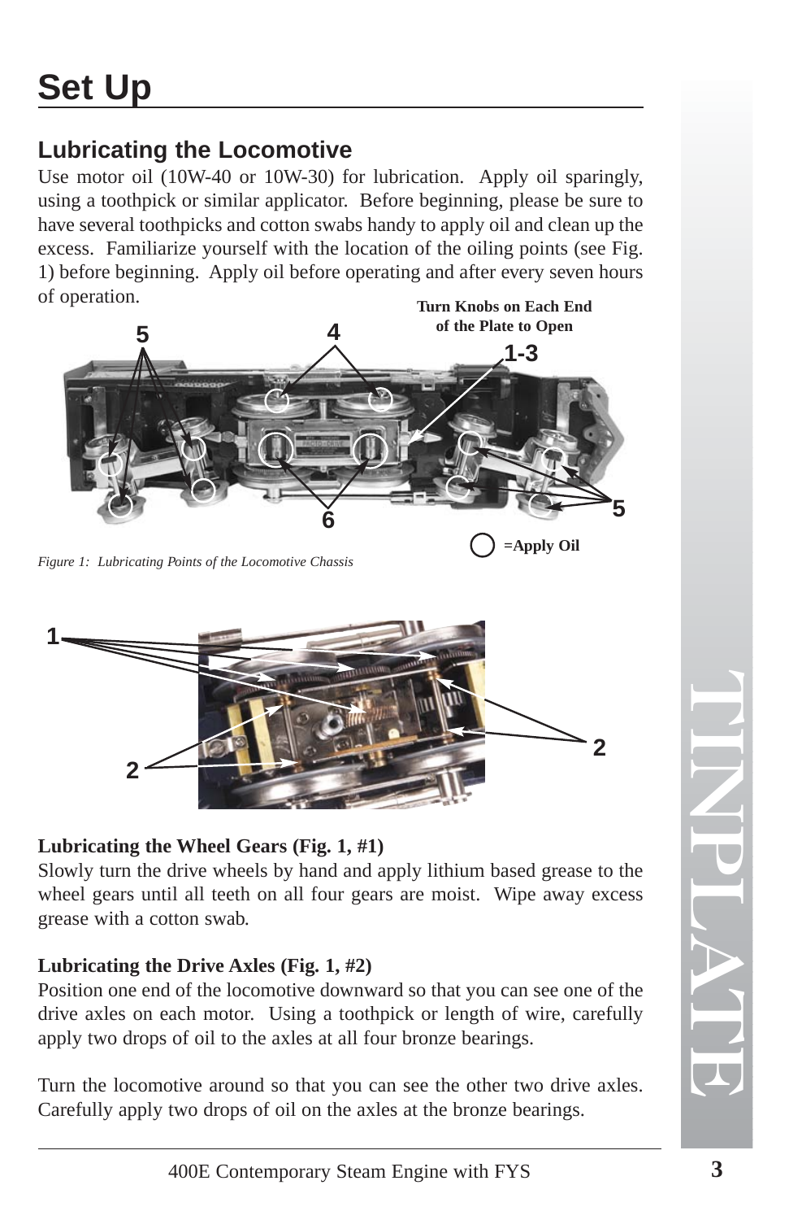# Set Up

## Lubricating the Locomotive

Use motor oil (10W-40 or 10W-30) for lubrication. Apply oil sparingly, using a toothpick or similar applicator. Before beginning, please be sure to have several toothpicks and cotton swabs handy to apply oil and clean up the excess. Familiarize yourself with the location of the oiling points (see Fig. 1) before beginning. Apply oil before operating and after every seven hours of operation.

Turn Knobs on Each End of the Plate to Open

○ =Apply Oil

*Figure 1: Lubricating Points of the Locomotive Chassis*

**Lubricating the Wheel Gears (Fig. 1, #1)**

Slowly turn the drive wheels by hand and apply lithium based grease to the wheel gears until all teeth on all four gears are moist. Wipe away excess grease with a cotton swab.

**Lubricating the Drive Axles (Fig. 1, #2)**

Position one end of the locomotive downward so that you can see one of the drive axles on each motor. Using a toothpick or length of wire, carefully apply two drops of oil to the axles at all four bronze bearings.

Turn the locomotive around so that you can see the other two drive axles. Carefully apply two drops of oil on the axles at the bronze bearings.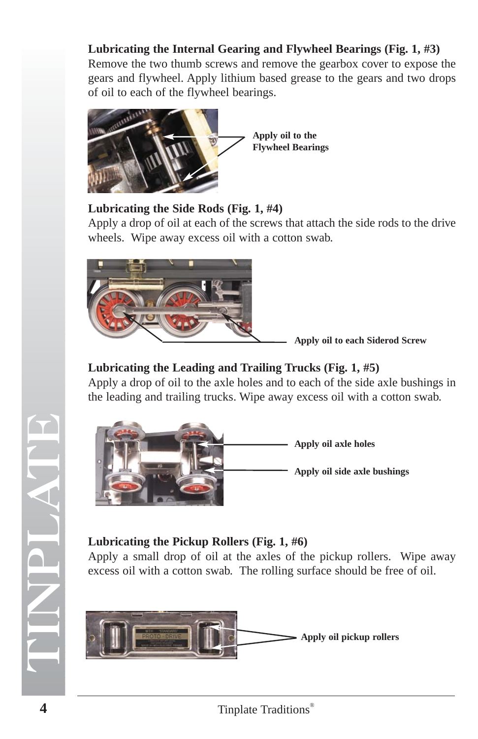### Lubricating the Internal Gearing and Flywheel Bearings (Fig. 1, #3)

Remove the two thumb screws and remove the gearbox cover to expose the gears and flywheel. Apply lithium based grease to the gears and two drops of oil to each of the flywheel bearings.

**Apply oil to the Flywheel Bearings**

### Lubricating the Side Rods (Fig. 1, #4)

Apply a drop of oil at each of the screws that attach the side rods to the drive wheels. Wipe away excess oil with a cotton swab.

**Apply oil to each Siderod Screw**

### Lubricating the Leading and Trailing Trucks (Fig. 1, #5)

Apply a drop of oil to the axle holes and to each of the side axle bushings in the leading and trailing trucks. Wipe away excess oil with a cotton swab.

**Apply oil axle holes**

**Apply oil side axle bushings**

### Lubricating the Pickup Rollers (Fig. 1, #6)

Apply a small drop of oil at the axles of the pickup rollers. Wipe away excess oil with a cotton swab. The rolling surface should be free of oil.

**Apply oil pickup rollers**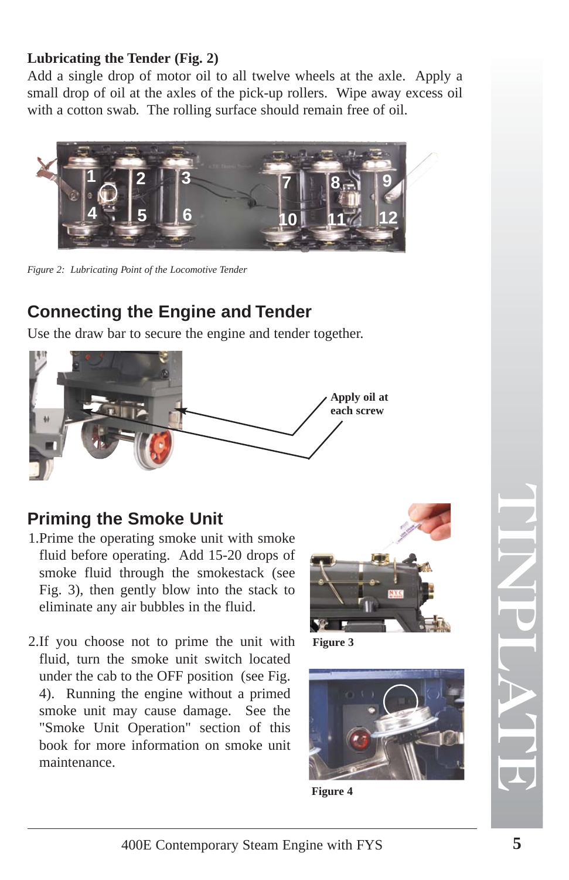**Lubricating the Tender (Fig. 2)**

Add a single drop of motor oil to all twelve wheels at the axle. Apply a small drop of oil at the axles of the pick-up rollers. Wipe away excess oil with a cotton swab. The rolling surface should remain free of oil.

*Figure 2: Lubricating Point of the Locomotive Tender*

## Connecting the Engine and Tender

Use the draw bar to secure the engine and tender together.

**Apply oil at each screw**

## Priming the Smoke Unit

1. Prime the operating smoke unit with smoke fluid before operating. Add 15-20 drops of smoke fluid through the smokestack (see Fig. 3), then gently blow into the stack to eliminate any air bubbles in the fluid.

2. If you choose not to prime the unit with fluid, turn the smoke unit switch located under the cab to the OFF position (see Fig. 4). Running the engine without a primed smoke unit may cause damage. See the "Smoke Unit Operation" section of this book for more information on smoke unit maintenance.

**Figure 3**

**Figure 4**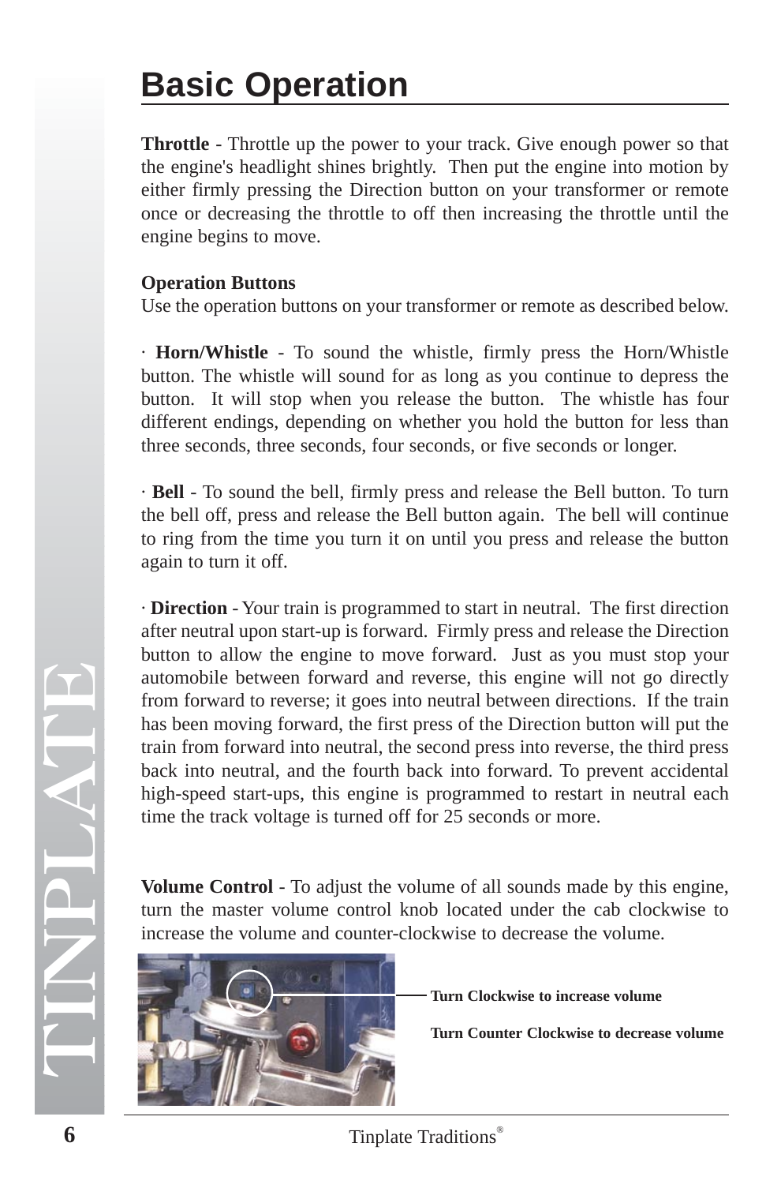# Basic Operation

**Throttle** - Throttle up the power to your track. Give enough power so that the engine's headlight shines brightly. Then put the engine into motion by either firmly pressing the Direction button on your transformer or remote once or decreasing the throttle to off then increasing the throttle until the engine begins to move.

**Operation Buttons**
Use the operation buttons on your transformer or remote as described below.

· **Horn/Whistle** - To sound the whistle, firmly press the Horn/Whistle button. The whistle will sound for as long as you continue to depress the button. It will stop when you release the button. The whistle has four different endings, depending on whether you hold the button for less than three seconds, three seconds, four seconds, or five seconds or longer.

· **Bell** - To sound the bell, firmly press and release the Bell button. To turn the bell off, press and release the Bell button again. The bell will continue to ring from the time you turn it on until you press and release the button again to turn it off.

· **Direction** - Your train is programmed to start in neutral. The first direction after neutral upon start-up is forward. Firmly press and release the Direction button to allow the engine to move forward. Just as you must stop your automobile between forward and reverse, this engine will not go directly from forward to reverse; it goes into neutral between directions. If the train has been moving forward, the first press of the Direction button will put the train from forward into neutral, the second press into reverse, the third press back into neutral, and the fourth back into forward. To prevent accidental high-speed start-ups, this engine is programmed to restart in neutral each time the track voltage is turned off for 25 seconds or more.

**Volume Control** - To adjust the volume of all sounds made by this engine, turn the master volume control knob located under the cab clockwise to increase the volume and counter-clockwise to decrease the volume.

**Turn Clockwise to increase volume**

**Turn Counter Clockwise to decrease volume**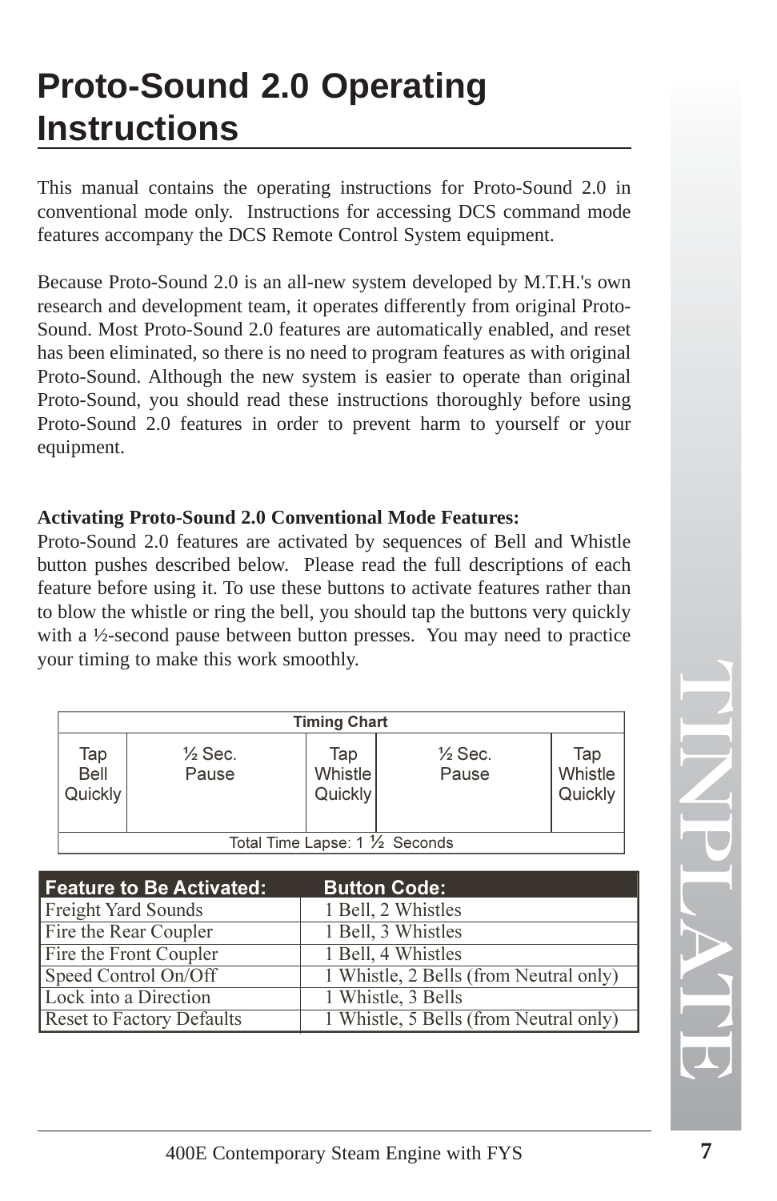# Proto-Sound 2.0 Operating Instructions

This manual contains the operating instructions for Proto-Sound 2.0 in conventional mode only. Instructions for accessing DCS command mode features accompany the DCS Remote Control System equipment.

Because Proto-Sound 2.0 is an all-new system developed by M.T.H.'s own research and development team, it operates differently from original Proto-Sound. Most Proto-Sound 2.0 features are automatically enabled, and reset has been eliminated, so there is no need to program features as with original Proto-Sound. Although the new system is easier to operate than original Proto-Sound, you should read these instructions thoroughly before using Proto-Sound 2.0 features in order to prevent harm to yourself or your equipment.

**Activating Proto-Sound 2.0 Conventional Mode Features:**
Proto-Sound 2.0 features are activated by sequences of Bell and Whistle button pushes described below. Please read the full descriptions of each feature before using it. To use these buttons to activate features rather than to blow the whistle or ring the bell, you should tap the buttons very quickly with a ½-second pause between button presses. You may need to practice your timing to make this work smoothly.

| Timing Chart | | | | |
|---|---|---|---|---|
| Tap Bell Quickly | ½ Sec. Pause | Tap Whistle Quickly | ½ Sec. Pause | Tap Whistle Quickly |
| Total Time Lapse: 1 ½ Seconds | | | | |

| Feature to Be Activated: | Button Code: |
|---|---|
| Freight Yard Sounds | 1 Bell, 2 Whistles |
| Fire the Rear Coupler | 1 Bell, 3 Whistles |
| Fire the Front Coupler | 1 Bell, 4 Whistles |
| Speed Control On/Off | 1 Whistle, 2 Bells (from Neutral only) |
| Lock into a Direction | 1 Whistle, 3 Bells |
| Reset to Factory Defaults | 1 Whistle, 5 Bells (from Neutral only) |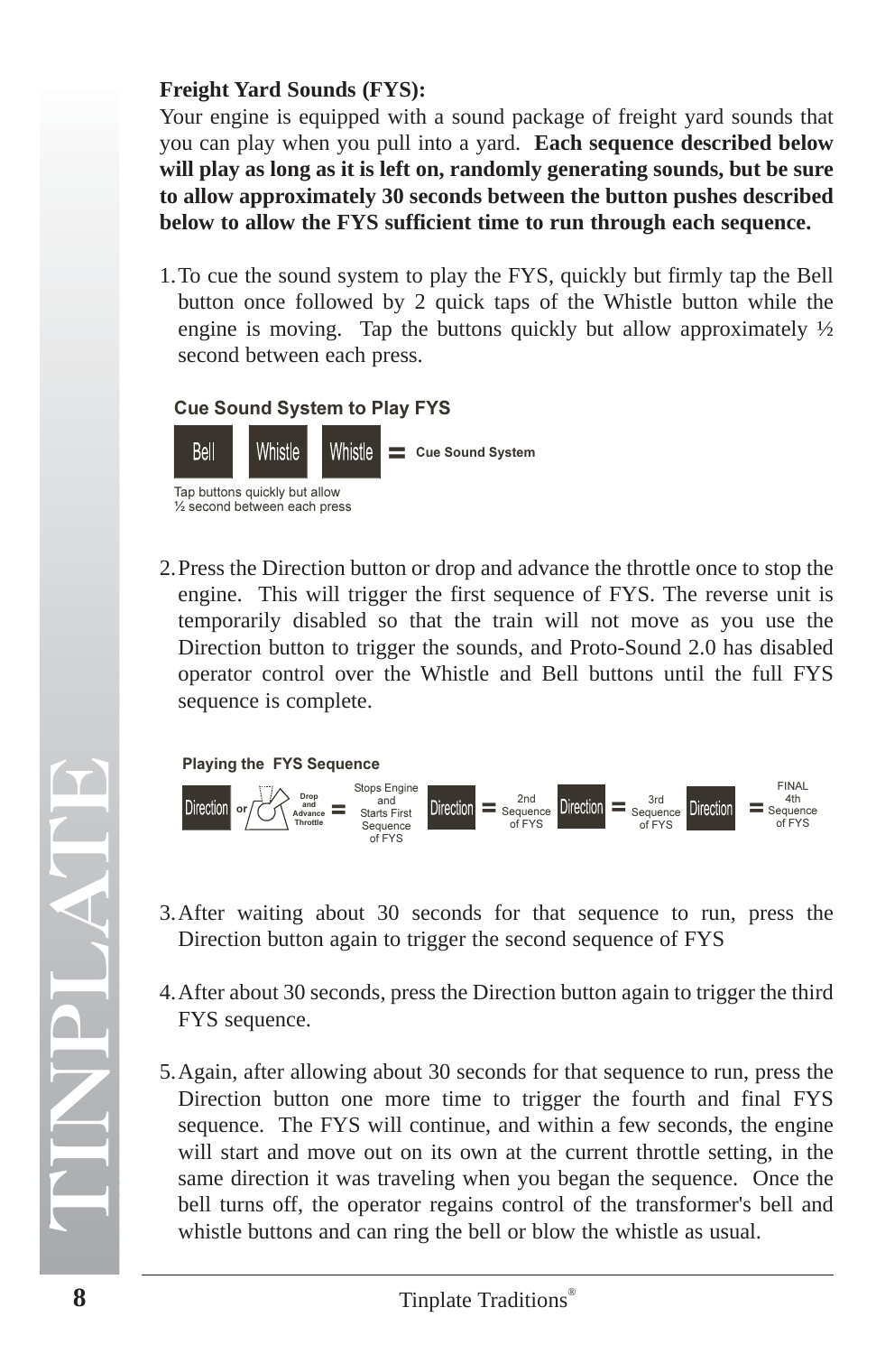**Freight Yard Sounds (FYS):**

Your engine is equipped with a sound package of freight yard sounds that you can play when you pull into a yard. **Each sequence described below will play as long as it is left on, randomly generating sounds, but be sure to allow approximately 30 seconds between the button pushes described below to allow the FYS sufficient time to run through each sequence.**

1. To cue the sound system to play the FYS, quickly but firmly tap the Bell button once followed by 2 quick taps of the Whistle button while the engine is moving. Tap the buttons quickly but allow approximately ½ second between each press.

**Cue Sound System to Play FYS**

Bell  Whistle  Whistle = Cue Sound System

Tap buttons quickly but allow ½ second between each press

2. Press the Direction button or drop and advance the throttle once to stop the engine. This will trigger the first sequence of FYS. The reverse unit is temporarily disabled so that the train will not move as you use the Direction button to trigger the sounds, and Proto-Sound 2.0 has disabled operator control over the Whistle and Bell buttons until the full FYS sequence is complete.

**Playing the FYS Sequence**

Direction or Drop and Advance Throttle = Stops Engine and Starts First Sequence of FYS  Direction = 2nd Sequence of FYS  Direction = 3rd Sequence of FYS  Direction = FINAL 4th Sequence of FYS

3. After waiting about 30 seconds for that sequence to run, press the Direction button again to trigger the second sequence of FYS

4. After about 30 seconds, press the Direction button again to trigger the third FYS sequence.

5. Again, after allowing about 30 seconds for that sequence to run, press the Direction button one more time to trigger the fourth and final FYS sequence. The FYS will continue, and within a few seconds, the engine will start and move out on its own at the current throttle setting, in the same direction it was traveling when you began the sequence. Once the bell turns off, the operator regains control of the transformer's bell and whistle buttons and can ring the bell or blow the whistle as usual.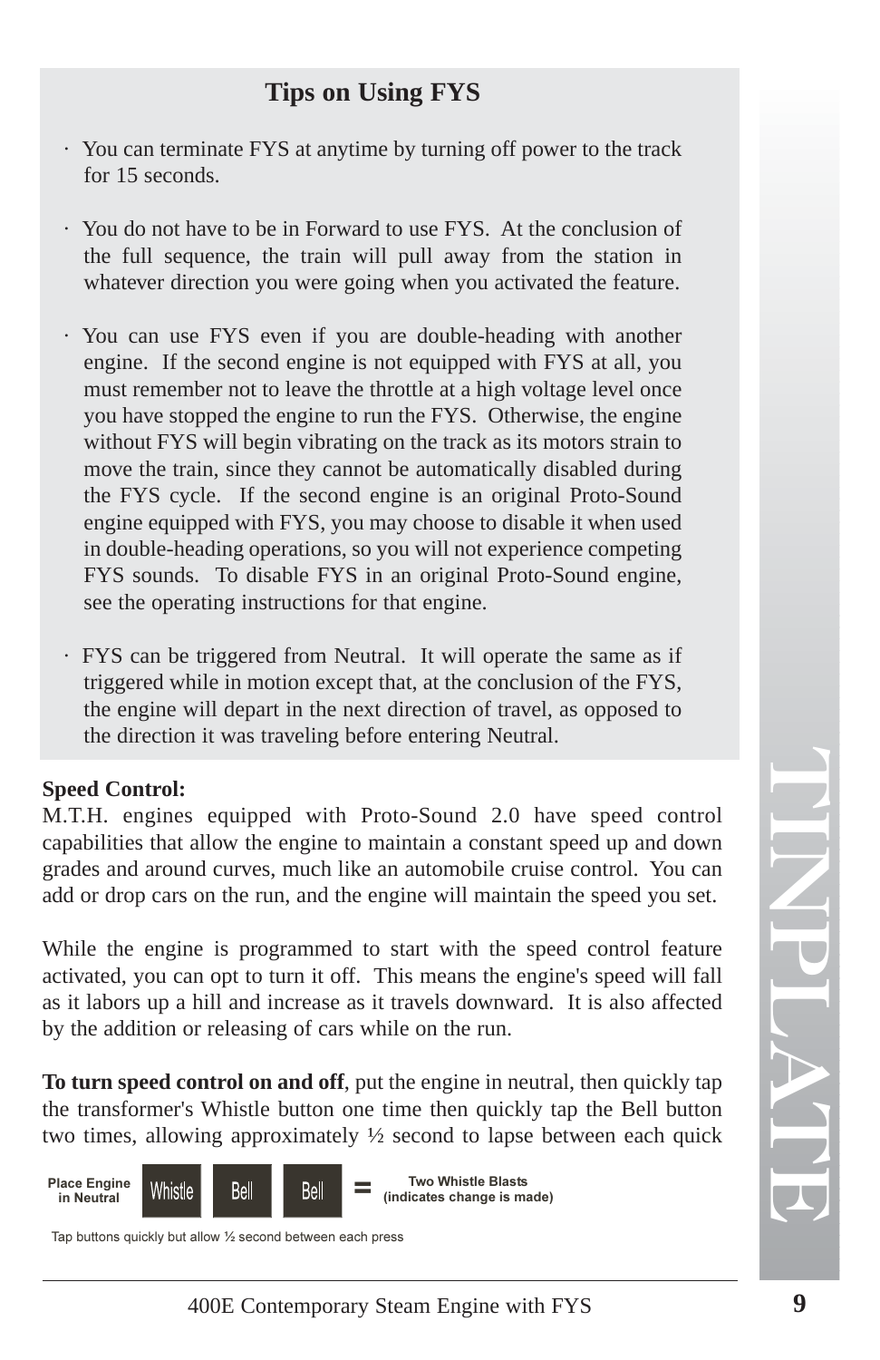## Tips on Using FYS

- You can terminate FYS at anytime by turning off power to the track for 15 seconds.
- You do not have to be in Forward to use FYS. At the conclusion of the full sequence, the train will pull away from the station in whatever direction you were going when you activated the feature.
- You can use FYS even if you are double-heading with another engine. If the second engine is not equipped with FYS at all, you must remember not to leave the throttle at a high voltage level once you have stopped the engine to run the FYS. Otherwise, the engine without FYS will begin vibrating on the track as its motors strain to move the train, since they cannot be automatically disabled during the FYS cycle. If the second engine is an original Proto-Sound engine equipped with FYS, you may choose to disable it when used in double-heading operations, so you will not experience competing FYS sounds. To disable FYS in an original Proto-Sound engine, see the operating instructions for that engine.
- FYS can be triggered from Neutral. It will operate the same as if triggered while in motion except that, at the conclusion of the FYS, the engine will depart in the next direction of travel, as opposed to the direction it was traveling before entering Neutral.

**Speed Control:**
M.T.H. engines equipped with Proto-Sound 2.0 have speed control capabilities that allow the engine to maintain a constant speed up and down grades and around curves, much like an automobile cruise control. You can add or drop cars on the run, and the engine will maintain the speed you set.

While the engine is programmed to start with the speed control feature activated, you can opt to turn it off. This means the engine's speed will fall as it labors up a hill and increase as it travels downward. It is also affected by the addition or releasing of cars while on the run.

**To turn speed control on and off**, put the engine in neutral, then quickly tap the transformer's Whistle button one time then quickly tap the Bell button two times, allowing approximately ½ second to lapse between each quick

Place Engine in Neutral | Whistle | Bell | Bell | = | Two Whistle Blasts (indicates change is made)

Tap buttons quickly but allow ½ second between each press

TINPLATE

400E Contemporary Steam Engine with FYS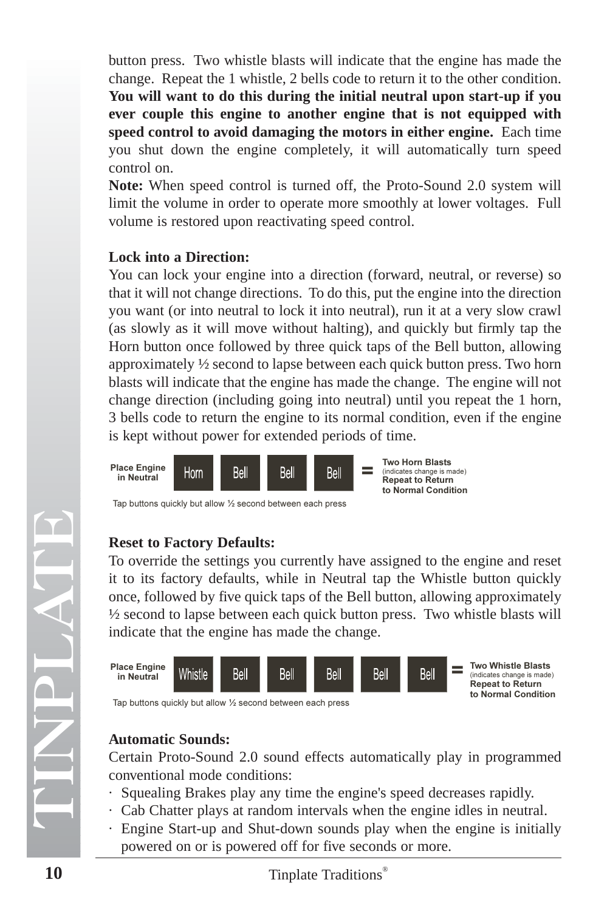button press. Two whistle blasts will indicate that the engine has made the change. Repeat the 1 whistle, 2 bells code to return it to the other condition. **You will want to do this during the initial neutral upon start-up if you ever couple this engine to another engine that is not equipped with speed control to avoid damaging the motors in either engine.** Each time you shut down the engine completely, it will automatically turn speed control on.

**Note:** When speed control is turned off, the Proto-Sound 2.0 system will limit the volume in order to operate more smoothly at lower voltages. Full volume is restored upon reactivating speed control.

**Lock into a Direction:**

You can lock your engine into a direction (forward, neutral, or reverse) so that it will not change directions. To do this, put the engine into the direction you want (or into neutral to lock it into neutral), run it at a very slow crawl (as slowly as it will move without halting), and quickly but firmly tap the Horn button once followed by three quick taps of the Bell button, allowing approximately ½ second to lapse between each quick button press. Two horn blasts will indicate that the engine has made the change. The engine will not change direction (including going into neutral) until you repeat the 1 horn, 3 bells code to return the engine to its normal condition, even if the engine is kept without power for extended periods of time.

Place Engine in Neutral | Horn | Bell | Bell | Bell | = **Two Horn Blasts** (indicates change is made) **Repeat to Return to Normal Condition**

Tap buttons quickly but allow ½ second between each press

**Reset to Factory Defaults:**

To override the settings you currently have assigned to the engine and reset it to its factory defaults, while in Neutral tap the Whistle button quickly once, followed by five quick taps of the Bell button, allowing approximately ½ second to lapse between each quick button press. Two whistle blasts will indicate that the engine has made the change.

Place Engine in Neutral | Whistle | Bell | Bell | Bell | Bell | Bell | = **Two Whistle Blasts** (indicates change is made) **Repeat to Return to Normal Condition**

Tap buttons quickly but allow ½ second between each press

**Automatic Sounds:**

Certain Proto-Sound 2.0 sound effects automatically play in programmed conventional mode conditions:

- Squealing Brakes play any time the engine's speed decreases rapidly.
- Cab Chatter plays at random intervals when the engine idles in neutral.
- Engine Start-up and Shut-down sounds play when the engine is initially powered on or is powered off for five seconds or more.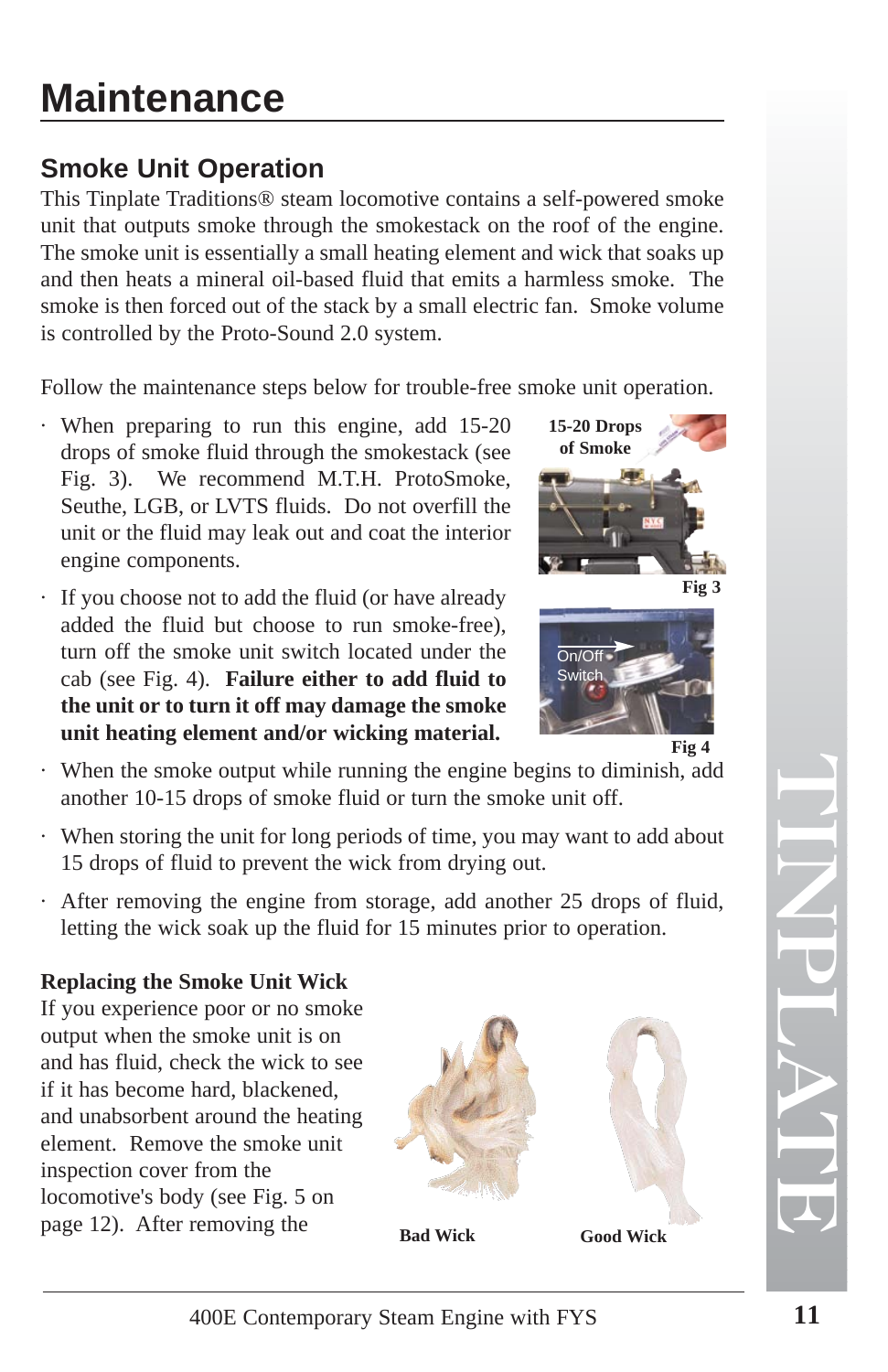# Maintenance

## Smoke Unit Operation

This Tinplate Traditions® steam locomotive contains a self-powered smoke unit that outputs smoke through the smokestack on the roof of the engine. The smoke unit is essentially a small heating element and wick that soaks up and then heats a mineral oil-based fluid that emits a harmless smoke. The smoke is then forced out of the stack by a small electric fan. Smoke volume is controlled by the Proto-Sound 2.0 system.

Follow the maintenance steps below for trouble-free smoke unit operation.

- When preparing to run this engine, add 15-20 drops of smoke fluid through the smokestack (see Fig. 3). We recommend M.T.H. ProtoSmoke, Seuthe, LGB, or LVTS fluids. Do not overfill the unit or the fluid may leak out and coat the interior engine components.
- If you choose not to add the fluid (or have already added the fluid but choose to run smoke-free), turn off the smoke unit switch located under the cab (see Fig. 4). **Failure either to add fluid to the unit or to turn it off may damage the smoke unit heating element and/or wicking material.**
- When the smoke output while running the engine begins to diminish, add another 10-15 drops of smoke fluid or turn the smoke unit off.
- When storing the unit for long periods of time, you may want to add about 15 drops of fluid to prevent the wick from drying out.
- After removing the engine from storage, add another 25 drops of fluid, letting the wick soak up the fluid for 15 minutes prior to operation.

**15-20 Drops of Smoke**

Fig 3

On/Off Switch

Fig 4

**Replacing the Smoke Unit Wick**

If you experience poor or no smoke output when the smoke unit is on and has fluid, check the wick to see if it has become hard, blackened, and unabsorbent around the heating element. Remove the smoke unit inspection cover from the locomotive's body (see Fig. 5 on page 12). After removing the

**Bad Wick** **Good Wick**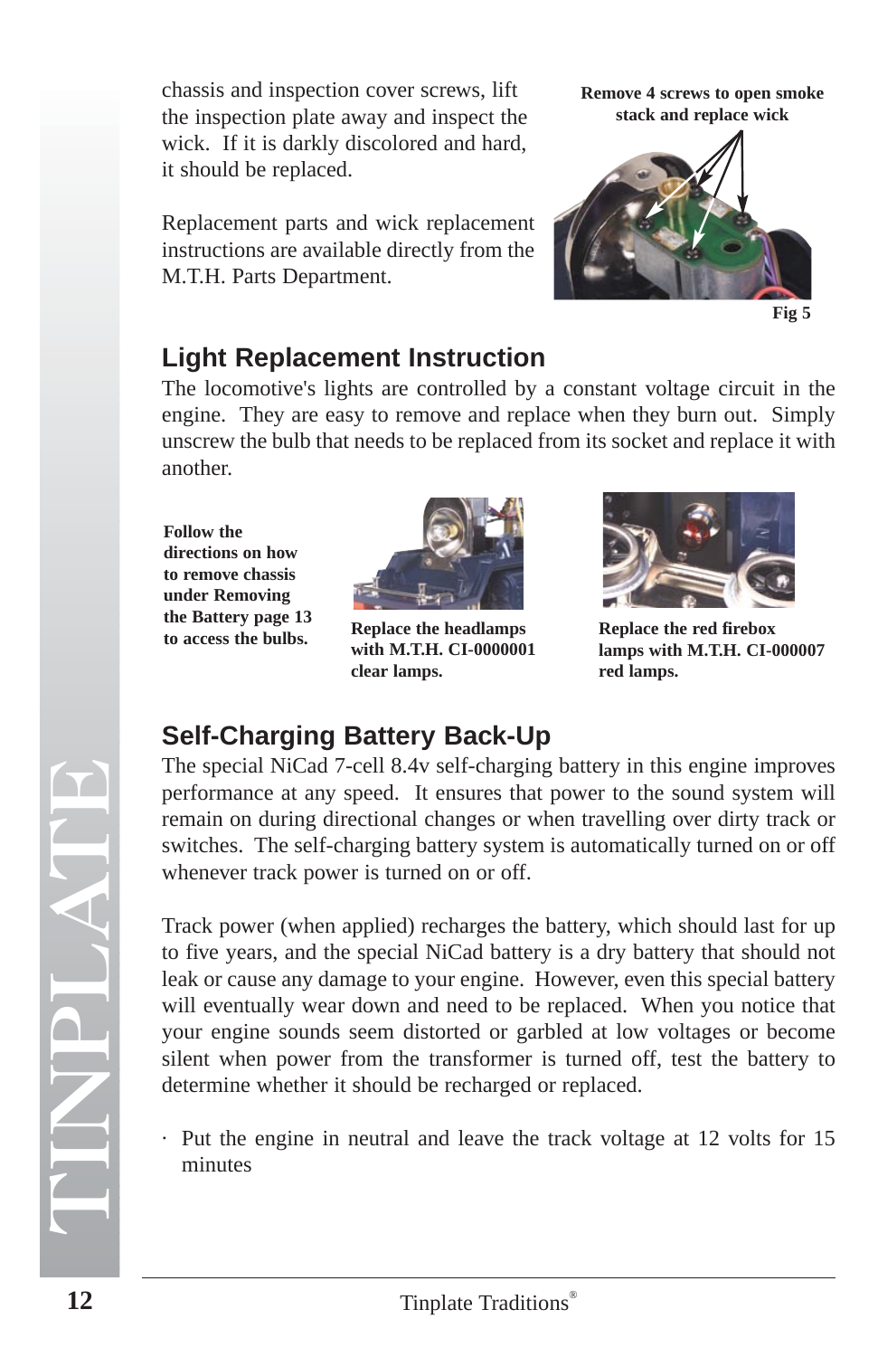chassis and inspection cover screws, lift the inspection plate away and inspect the wick. If it is darkly discolored and hard, it should be replaced.

Replacement parts and wick replacement instructions are available directly from the M.T.H. Parts Department.

**Remove 4 screws to open smoke stack and replace wick**

**Fig 5**

## Light Replacement Instruction

The locomotive's lights are controlled by a constant voltage circuit in the engine. They are easy to remove and replace when they burn out. Simply unscrew the bulb that needs to be replaced from its socket and replace it with another.

**Follow the directions on how to remove chassis under Removing the Battery page 13 to access the bulbs.**

**Replace the headlamps with M.T.H. CI-0000001 clear lamps.**

**Replace the red firebox lamps with M.T.H. CI-000007 red lamps.**

## Self-Charging Battery Back-Up

The special NiCad 7-cell 8.4v self-charging battery in this engine improves performance at any speed. It ensures that power to the sound system will remain on during directional changes or when travelling over dirty track or switches. The self-charging battery system is automatically turned on or off whenever track power is turned on or off.

Track power (when applied) recharges the battery, which should last for up to five years, and the special NiCad battery is a dry battery that should not leak or cause any damage to your engine. However, even this special battery will eventually wear down and need to be replaced. When you notice that your engine sounds seem distorted or garbled at low voltages or become silent when power from the transformer is turned off, test the battery to determine whether it should be recharged or replaced.

- Put the engine in neutral and leave the track voltage at 12 volts for 15 minutes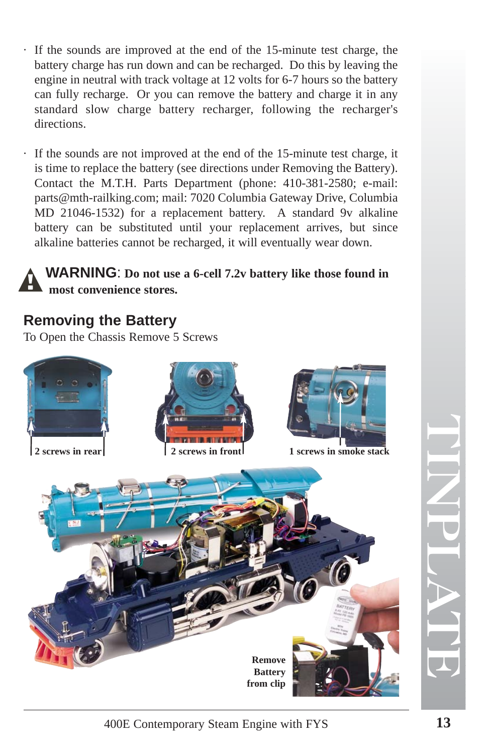- If the sounds are improved at the end of the 15-minute test charge, the battery charge has run down and can be recharged. Do this by leaving the engine in neutral with track voltage at 12 volts for 6-7 hours so the battery can fully recharge. Or you can remove the battery and charge it in any standard slow charge battery recharger, following the recharger's directions.

- If the sounds are not improved at the end of the 15-minute test charge, it is time to replace the battery (see directions under Removing the Battery). Contact the M.T.H. Parts Department (phone: 410-381-2580; e-mail: parts@mth-railking.com; mail: 7020 Columbia Gateway Drive, Columbia MD 21046-1532) for a replacement battery. A standard 9v alkaline battery can be substituted until your replacement arrives, but since alkaline batteries cannot be recharged, it will eventually wear down.

**WARNING**: **Do not use a 6-cell 7.2v battery like those found in most convenience stores.**

## Removing the Battery

To Open the Chassis Remove 5 Screws

**2 screws in rear**

**2 screws in front**

**1 screws in smoke stack**

**Remove Battery from clip**

TINPLATE

400E Contemporary Steam Engine with FYS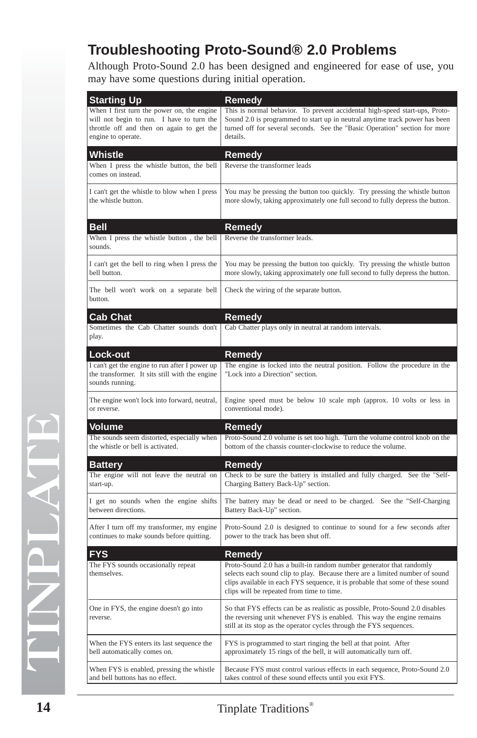# Troubleshooting Proto-Sound® 2.0 Problems

Although Proto-Sound 2.0 has been designed and engineered for ease of use, you may have some questions during initial operation.

| Starting Up | Remedy |
|---|---|
| When I first turn the power on, the engine will not begin to run. I have to turn the throttle off and then on again to get the engine to operate. | This is normal behavior. To prevent accidental high-speed start-ups, Proto-Sound 2.0 is programmed to start up in neutral anytime track power has been turned off for several seconds. See the "Basic Operation" section for more details. |
| **Whistle** | **Remedy** |
| When I press the whistle button, the bell comes on instead. | Reverse the transformer leads |
| I can't get the whistle to blow when I press the whistle button. | You may be pressing the button too quickly. Try pressing the whistle button more slowly, taking approximately one full second to fully depress the button. |
| **Bell** | **Remedy** |
| When I press the whistle button , the bell sounds. | Reverse the transformer leads. |
| I can't get the bell to ring when I press the bell button. | You may be pressing the button too quickly. Try pressing the whistle button more slowly, taking approximately one full second to fully depress the button. |
| The bell won't work on a separate bell button. | Check the wiring of the separate button. |
| **Cab Chat** | **Remedy** |
| Sometimes the Cab Chatter sounds don't play. | Cab Chatter plays only in neutral at random intervals. |
| **Lock-out** | **Remedy** |
| I can't get the engine to run after I power up the transformer. It sits still with the engine sounds running. | The engine is locked into the neutral position. Follow the procedure in the "Lock into a Direction" section. |
| The engine won't lock into forward, neutral, or reverse. | Engine speed must be below 10 scale mph (approx. 10 volts or less in conventional mode). |
| **Volume** | **Remedy** |
| The sounds seem distorted, especially when the whistle or bell is activated. | Proto-Sound 2.0 volume is set too high. Turn the volume control knob on the bottom of the chassis counter-clockwise to reduce the volume. |
| **Battery** | **Remedy** |
| The engine will not leave the neutral on start-up. | Check to be sure the battery is installed and fully charged. See the "Self-Charging Battery Back-Up" section. |
| I get no sounds when the engine shifts between directions. | The battery may be dead or need to be charged. See the "Self-Charging Battery Back-Up" section. |
| After I turn off my transformer, my engine continues to make sounds before quitting. | Proto-Sound 2.0 is designed to continue to sound for a few seconds after power to the track has been shut off. |
| **FYS** | **Remedy** |
| The FYS sounds occasionally repeat themselves. | Proto-Sound 2.0 has a built-in random number generator that randomly selects each sound clip to play. Because there are a limited number of sound clips available in each FYS sequence, it is probable that some of these sound clips will be repeated from time to time. |
| One in FYS, the engine doesn't go into reverse. | So that FYS effects can be as realistic as possible, Proto-Sound 2.0 disables the reversing unit whenever FYS is enabled. This way the engine remains still at its stop as the operator cycles through the FYS sequences. |
| When the FYS enters its last sequence the bell automatically comes on. | FYS is programmed to start ringing the bell at that point. After approximately 15 rings of the bell, it will automatically turn off. |
| When FYS is enabled, pressing the whistle and bell buttons has no effect. | Because FYS must control various effects in each sequence, Proto-Sound 2.0 takes control of these sound effects until you exit FYS. |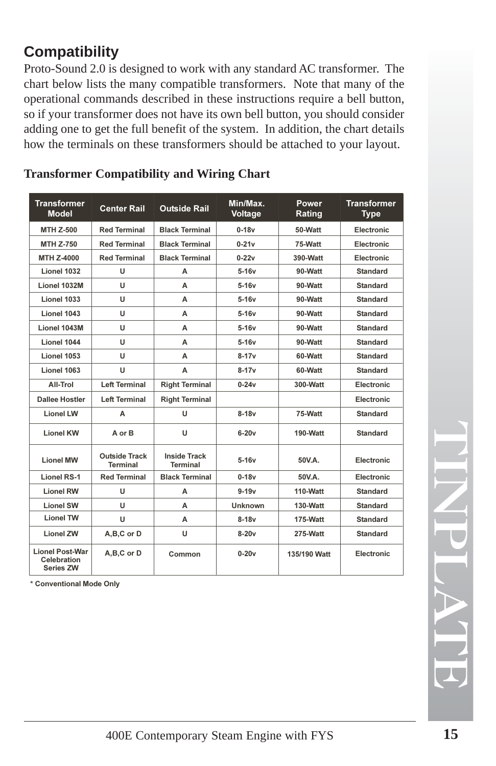## Compatibility

Proto-Sound 2.0 is designed to work with any standard AC transformer. The chart below lists the many compatible transformers. Note that many of the operational commands described in these instructions require a bell button, so if your transformer does not have its own bell button, you should consider adding one to get the full benefit of the system. In addition, the chart details how the terminals on these transformers should be attached to your layout.

### Transformer Compatibility and Wiring Chart

| Transformer Model | Center Rail | Outside Rail | Min/Max. Voltage | Power Rating | Transformer Type |
|---|---|---|---|---|---|
| MTH Z-500 | Red Terminal | Black Terminal | 0-18v | 50-Watt | Electronic |
| MTH Z-750 | Red Terminal | Black Terminal | 0-21v | 75-Watt | Electronic |
| MTH Z-4000 | Red Terminal | Black Terminal | 0-22v | 390-Watt | Electronic |
| Lionel 1032 | U | A | 5-16v | 90-Watt | Standard |
| Lionel 1032M | U | A | 5-16v | 90-Watt | Standard |
| Lionel 1033 | U | A | 5-16v | 90-Watt | Standard |
| Lionel 1043 | U | A | 5-16v | 90-Watt | Standard |
| Lionel 1043M | U | A | 5-16v | 90-Watt | Standard |
| Lionel 1044 | U | A | 5-16v | 90-Watt | Standard |
| Lionel 1053 | U | A | 8-17v | 60-Watt | Standard |
| Lionel 1063 | U | A | 8-17v | 60-Watt | Standard |
| All-Trol | Left Terminal | Right Terminal | 0-24v | 300-Watt | Electronic |
| Dallee Hostler | Left Terminal | Right Terminal | | | Electronic |
| Lionel LW | A | U | 8-18v | 75-Watt | Standard |
| Lionel KW | A or B | U | 6-20v | 190-Watt | Standard |
| Lionel MW | Outside Track Terminal | Inside Track Terminal | 5-16v | 50V.A. | Electronic |
| Lionel RS-1 | Red Terminal | Black Terminal | 0-18v | 50V.A. | Electronic |
| Lionel RW | U | A | 9-19v | 110-Watt | Standard |
| Lionel SW | U | A | Unknown | 130-Watt | Standard |
| Lionel TW | U | A | 8-18v | 175-Watt | Standard |
| Lionel ZW | A,B,C or D | U | 8-20v | 275-Watt | Standard |
| Lionel Post-War Celebration Series ZW | A,B,C or D | Common | 0-20v | 135/190 Watt | Electronic |

* Conventional Mode Only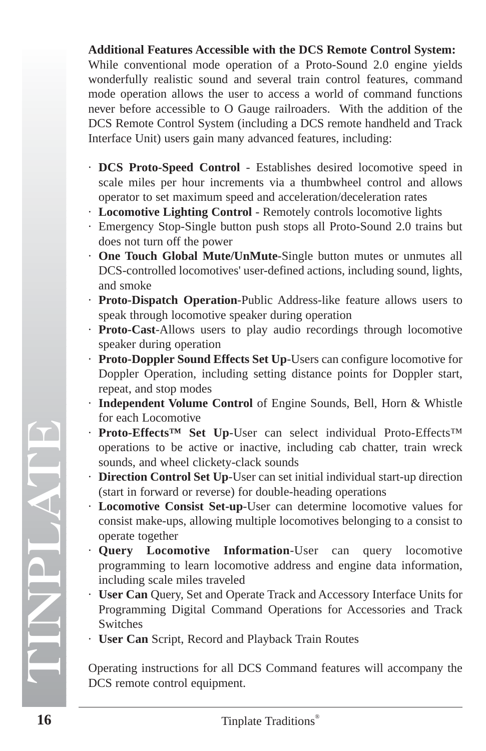**Additional Features Accessible with the DCS Remote Control System:**
While conventional mode operation of a Proto-Sound 2.0 engine yields wonderfully realistic sound and several train control features, command mode operation allows the user to access a world of command functions never before accessible to O Gauge railroaders. With the addition of the DCS Remote Control System (including a DCS remote handheld and Track Interface Unit) users gain many advanced features, including:

- **DCS Proto-Speed Control** - Establishes desired locomotive speed in scale miles per hour increments via a thumbwheel control and allows operator to set maximum speed and acceleration/deceleration rates
- **Locomotive Lighting Control** - Remotely controls locomotive lights
- Emergency Stop-Single button push stops all Proto-Sound 2.0 trains but does not turn off the power
- **One Touch Global Mute/UnMute**-Single button mutes or unmutes all DCS-controlled locomotives' user-defined actions, including sound, lights, and smoke
- **Proto-Dispatch Operation**-Public Address-like feature allows users to speak through locomotive speaker during operation
- **Proto-Cast**-Allows users to play audio recordings through locomotive speaker during operation
- **Proto-Doppler Sound Effects Set Up**-Users can configure locomotive for Doppler Operation, including setting distance points for Doppler start, repeat, and stop modes
- **Independent Volume Control** of Engine Sounds, Bell, Horn & Whistle for each Locomotive
- **Proto-Effects™ Set Up**-User can select individual Proto-Effects™ operations to be active or inactive, including cab chatter, train wreck sounds, and wheel clickety-clack sounds
- **Direction Control Set Up**-User can set initial individual start-up direction (start in forward or reverse) for double-heading operations
- **Locomotive Consist Set-up**-User can determine locomotive values for consist make-ups, allowing multiple locomotives belonging to a consist to operate together
- **Query Locomotive Information**-User can query locomotive programming to learn locomotive address and engine data information, including scale miles traveled
- **User Can** Query, Set and Operate Track and Accessory Interface Units for Programming Digital Command Operations for Accessories and Track Switches
- **User Can** Script, Record and Playback Train Routes

Operating instructions for all DCS Command features will accompany the DCS remote control equipment.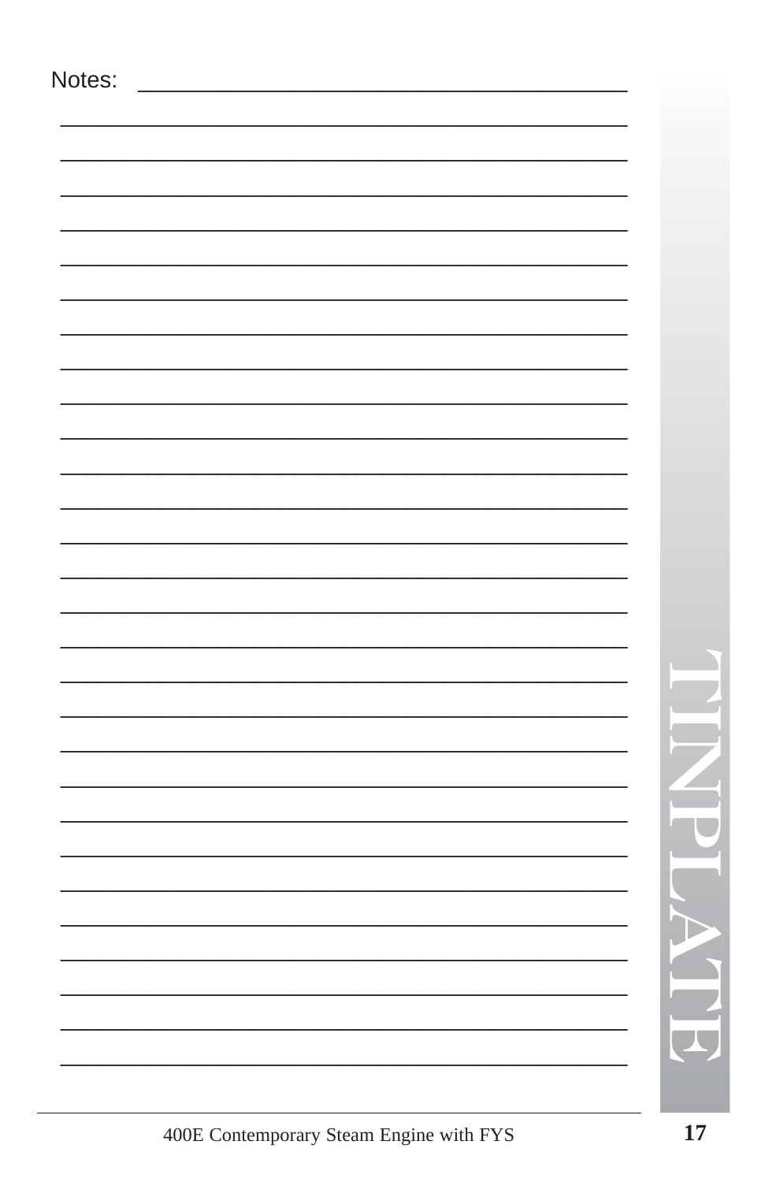Notes: _______________________________________

_______________________________________________

_______________________________________________

_______________________________________________

_______________________________________________

_______________________________________________

_______________________________________________

_______________________________________________

_______________________________________________

_______________________________________________

_______________________________________________

_______________________________________________

_______________________________________________

_______________________________________________

_______________________________________________

_______________________________________________

_______________________________________________

_______________________________________________

_______________________________________________

_______________________________________________

_______________________________________________

_______________________________________________

_______________________________________________

_______________________________________________

_______________________________________________

_______________________________________________

_______________________________________________

_______________________________________________

_______________________________________________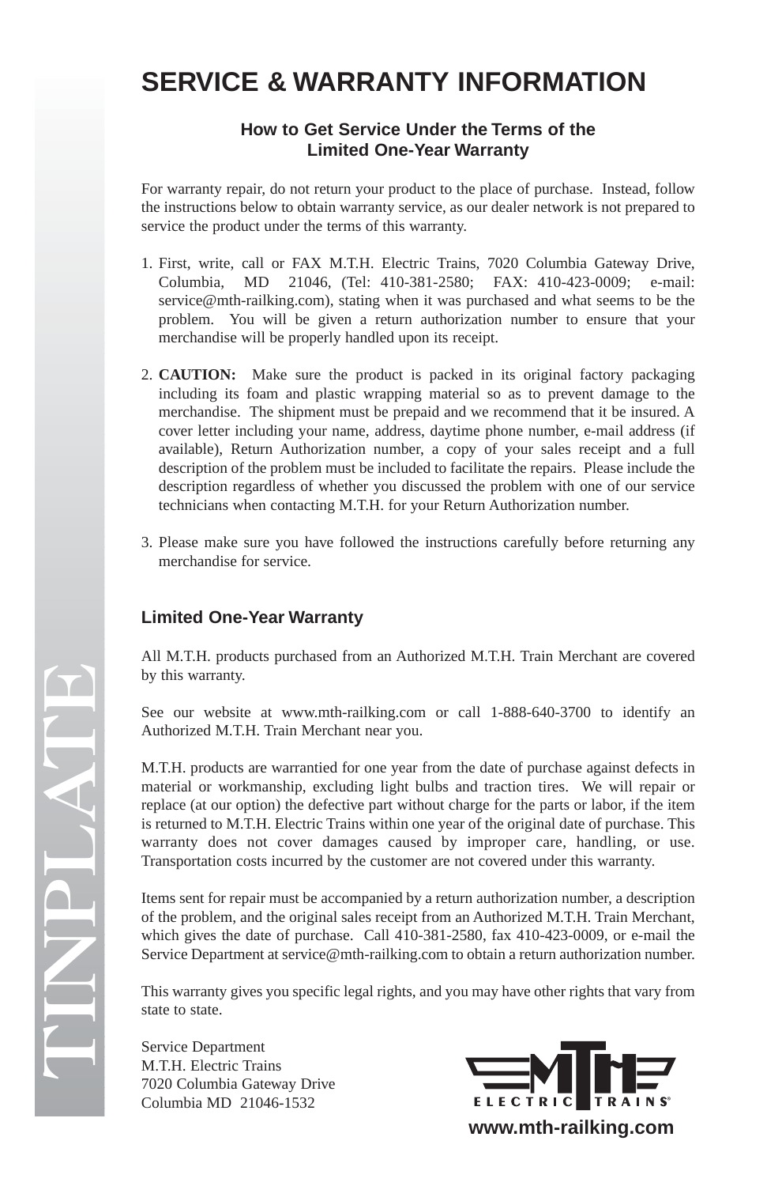# SERVICE & WARRANTY INFORMATION

### How to Get Service Under the Terms of the Limited One-Year Warranty

For warranty repair, do not return your product to the place of purchase. Instead, follow the instructions below to obtain warranty service, as our dealer network is not prepared to service the product under the terms of this warranty.

1. First, write, call or FAX M.T.H. Electric Trains, 7020 Columbia Gateway Drive, Columbia, MD 21046, (Tel: 410-381-2580; FAX: 410-423-0009; e-mail: service@mth-railking.com), stating when it was purchased and what seems to be the problem. You will be given a return authorization number to ensure that your merchandise will be properly handled upon its receipt.

2. **CAUTION:** Make sure the product is packed in its original factory packaging including its foam and plastic wrapping material so as to prevent damage to the merchandise. The shipment must be prepaid and we recommend that it be insured. A cover letter including your name, address, daytime phone number, e-mail address (if available), Return Authorization number, a copy of your sales receipt and a full description of the problem must be included to facilitate the repairs. Please include the description regardless of whether you discussed the problem with one of our service technicians when contacting M.T.H. for your Return Authorization number.

3. Please make sure you have followed the instructions carefully before returning any merchandise for service.

### Limited One-Year Warranty

All M.T.H. products purchased from an Authorized M.T.H. Train Merchant are covered by this warranty.

See our website at www.mth-railking.com or call 1-888-640-3700 to identify an Authorized M.T.H. Train Merchant near you.

M.T.H. products are warrantied for one year from the date of purchase against defects in material or workmanship, excluding light bulbs and traction tires. We will repair or replace (at our option) the defective part without charge for the parts or labor, if the item is returned to M.T.H. Electric Trains within one year of the original date of purchase. This warranty does not cover damages caused by improper care, handling, or use. Transportation costs incurred by the customer are not covered under this warranty.

Items sent for repair must be accompanied by a return authorization number, a description of the problem, and the original sales receipt from an Authorized M.T.H. Train Merchant, which gives the date of purchase. Call 410-381-2580, fax 410-423-0009, or e-mail the Service Department at service@mth-railking.com to obtain a return authorization number.

This warranty gives you specific legal rights, and you may have other rights that vary from state to state.

Service Department
M.T.H. Electric Trains
7020 Columbia Gateway Drive
Columbia MD 21046-1532

MTH ELECTRIC TRAINS®

www.mth-railking.com

TINPLATE